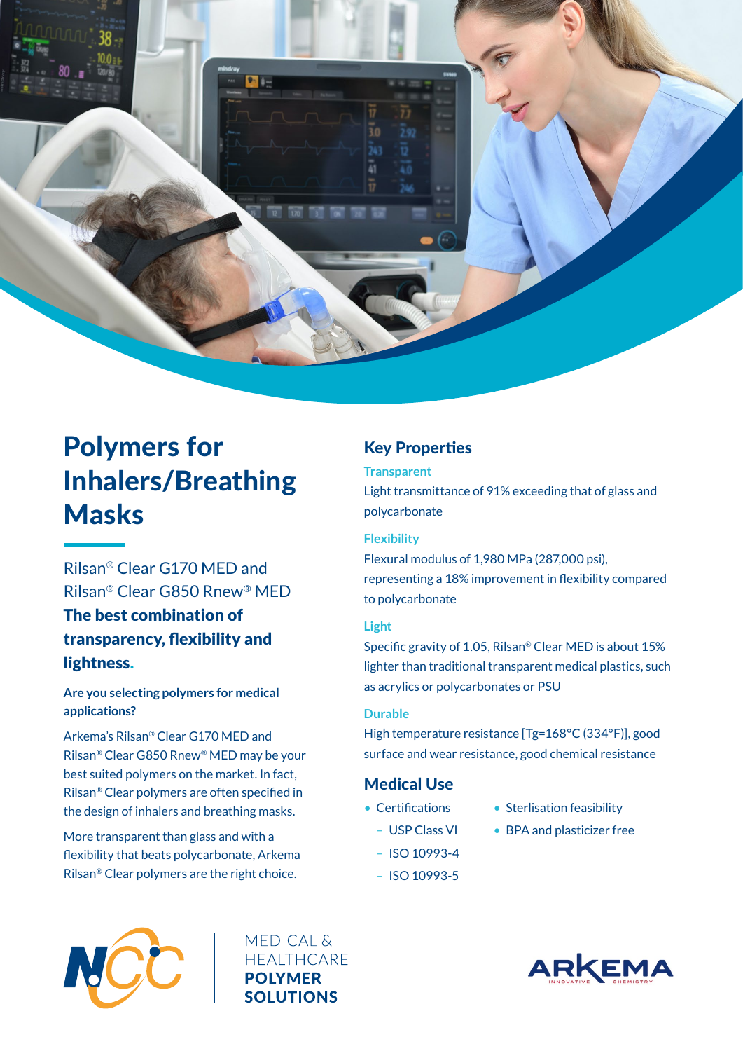# Polymers for Inhalers/Breathing Masks

Rilsan® Clear G170 MED and Rilsan® Clear G850 Rnew® MED

**The best combination of transparency, flexibility and lightness.**

**Are you selecting polymers for medical applications?**

Arkema's Rilsan® Clear G170 MED and Rilsan® Clear G850 Rnew® MED may be your best suited polymers on the market. In fact, Rilsan® Clear polymers are often specified in the design of inhalers and breathing masks.

More transparent than glass and with a flexibility that beats polycarbonate, Arkema Rilsan® Clear polymers are the right choice.

## Key Properties

### Transparent

Light transmittance of 91% exceeding that of glass and polycarbonate

### Flexibility

Flexural modulus of 1,980 MPa (287,000 psi), representing a 18% improvement in flexibility compared to polycarbonate

### Light

Specific gravity of 1.05, Rilsan® Clear MED is about 15% lighter than traditional transparent medical plastics, such as acrylics or polycarbonates or PSU

### Durable

High temperature resistance [Tg=168°C (334°F)], good surface and wear resistance, good chemical resistance

## Medical Use

- Certifications
  - USP Class VI
  - ISO 10993-4
  - ISO 10993-5
- Sterlisation feasibility
- BPA and plasticizer free

NCC | MEDICAL & HEALTHCARE **POLYMER SOLUTIONS**

ARKEMA INNOVATIVE CHEMISTRY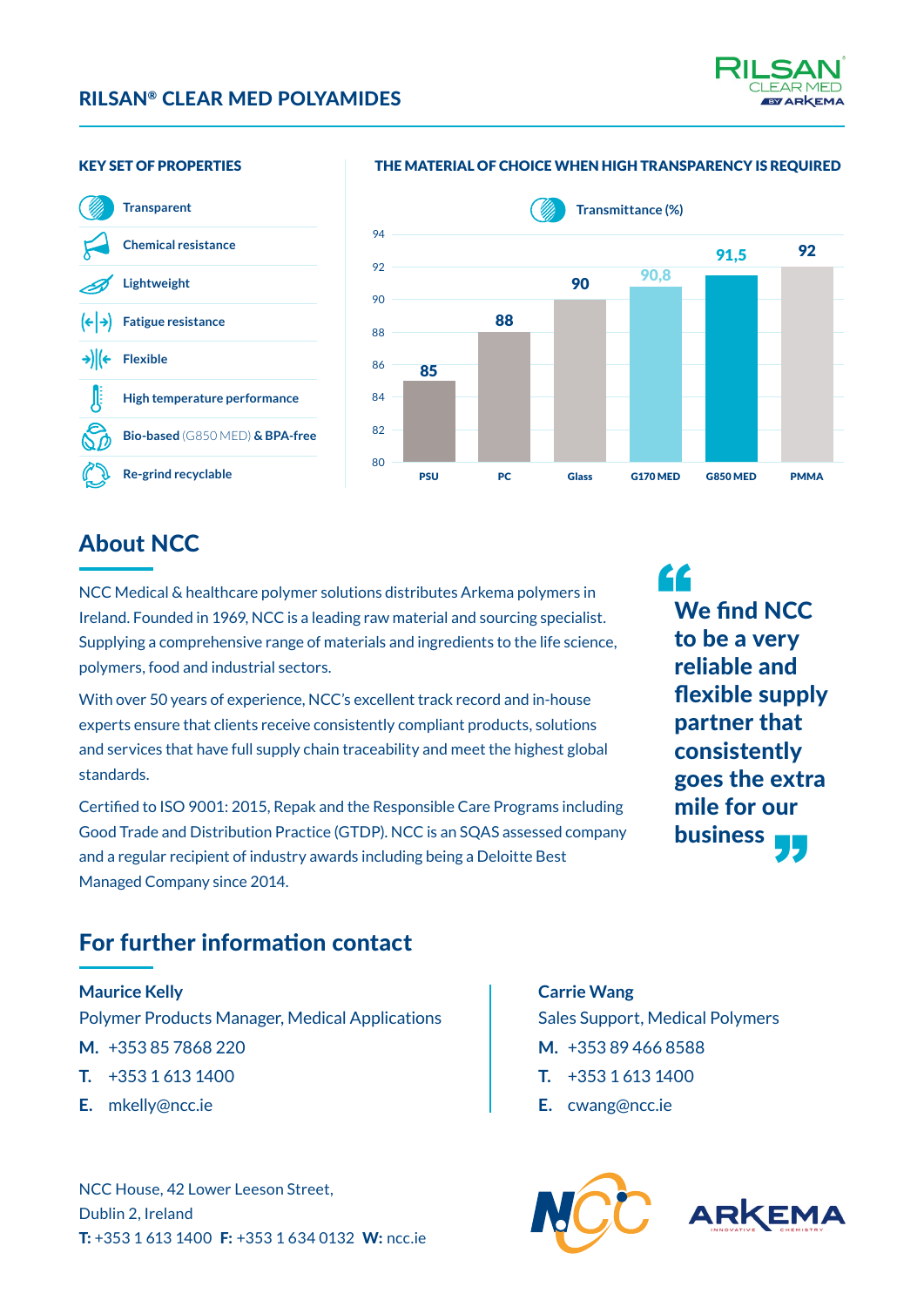## RILSAN® CLEAR MED POLYAMIDES

### KEY SET OF PROPERTIES

- Transparent
- Chemical resistance
- Lightweight
- Fatigue resistance
- Flexible
- High temperature performance
- Bio-based (G850 MED) & BPA-free
- Re-grind recyclable

### THE MATERIAL OF CHOICE WHEN HIGH TRANSPARENCY IS REQUIRED

Transmittance (%)

94
92
90
88
86
84
82
80

85
88
90
90,8
91,5
92

PSU
PC
Glass
G170 MED
G850 MED
PMMA

## About NCC

NCC Medical & healthcare polymer solutions distributes Arkema polymers in Ireland. Founded in 1969, NCC is a leading raw material and sourcing specialist. Supplying a comprehensive range of materials and ingredients to the life science, polymers, food and industrial sectors.

With over 50 years of experience, NCC's excellent track record and in-house experts ensure that clients receive consistently compliant products, solutions and services that have full supply chain traceability and meet the highest global standards.

Certified to ISO 9001: 2015, Repak and the Responsible Care Programs including Good Trade and Distribution Practice (GTDP). NCC is an SQAS assessed company and a regular recipient of industry awards including being a Deloitte Best Managed Company since 2014.

> **"We find NCC to be a very reliable and flexible supply partner that consistently goes the extra mile for our business"**

## For further information contact

**Maurice Kelly**
Polymer Products Manager, Medical Applications
**M.** +353 85 7868 220
**T.** +353 1 613 1400
**E.** mkelly@ncc.ie

**Carrie Wang**
Sales Support, Medical Polymers
**M.** +353 89 466 8588
**T.** +353 1 613 1400
**E.** cwang@ncc.ie

NCC House, 42 Lower Leeson Street,
Dublin 2, Ireland
**T:** +353 1 613 1400 **F:** +353 1 634 0132 **W:** ncc.ie